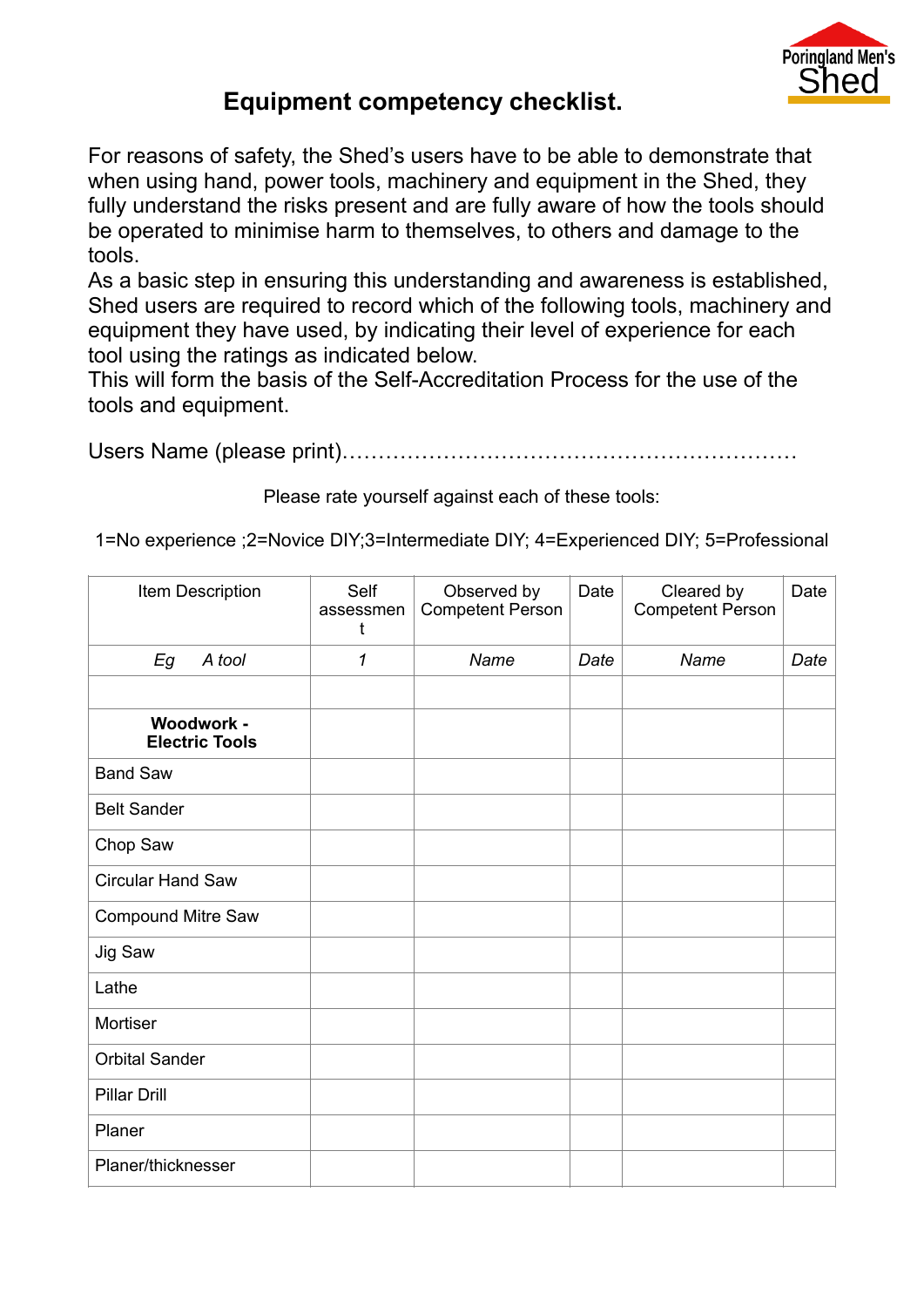Poringland Men's Shed

# Equipment competency checklist.

For reasons of safety, the Shed's users have to be able to demonstrate that when using hand, power tools, machinery and equipment in the Shed, they fully understand the risks present and are fully aware of how the tools should be operated to minimise harm to themselves, to others and damage to the tools.
As a basic step in ensuring this understanding and awareness is established, Shed users are required to record which of the following tools, machinery and equipment they have used, by indicating their level of experience for each tool using the ratings as indicated below.
This will form the basis of the Self-Accreditation Process for the use of the tools and equipment.

Users Name (please print)………………………………………………………

Please rate yourself against each of these tools:

1=No experience ;2=Novice DIY;3=Intermediate DIY; 4=Experienced DIY; 5=Professional

| Item Description | Self assessment | Observed by Competent Person | Date | Cleared by Competent Person | Date |
|---|---|---|---|---|---|
| *Eg A tool* | *1* | *Name* | *Date* | *Name* | *Date* |
| | | | | | |
| **Woodwork - Electric Tools** | | | | | |
| Band Saw | | | | | |
| Belt Sander | | | | | |
| Chop Saw | | | | | |
| Circular Hand Saw | | | | | |
| Compound Mitre Saw | | | | | |
| Jig Saw | | | | | |
| Lathe | | | | | |
| Mortiser | | | | | |
| Orbital Sander | | | | | |
| Pillar Drill | | | | | |
| Planer | | | | | |
| Planer/thicknesser | | | | | |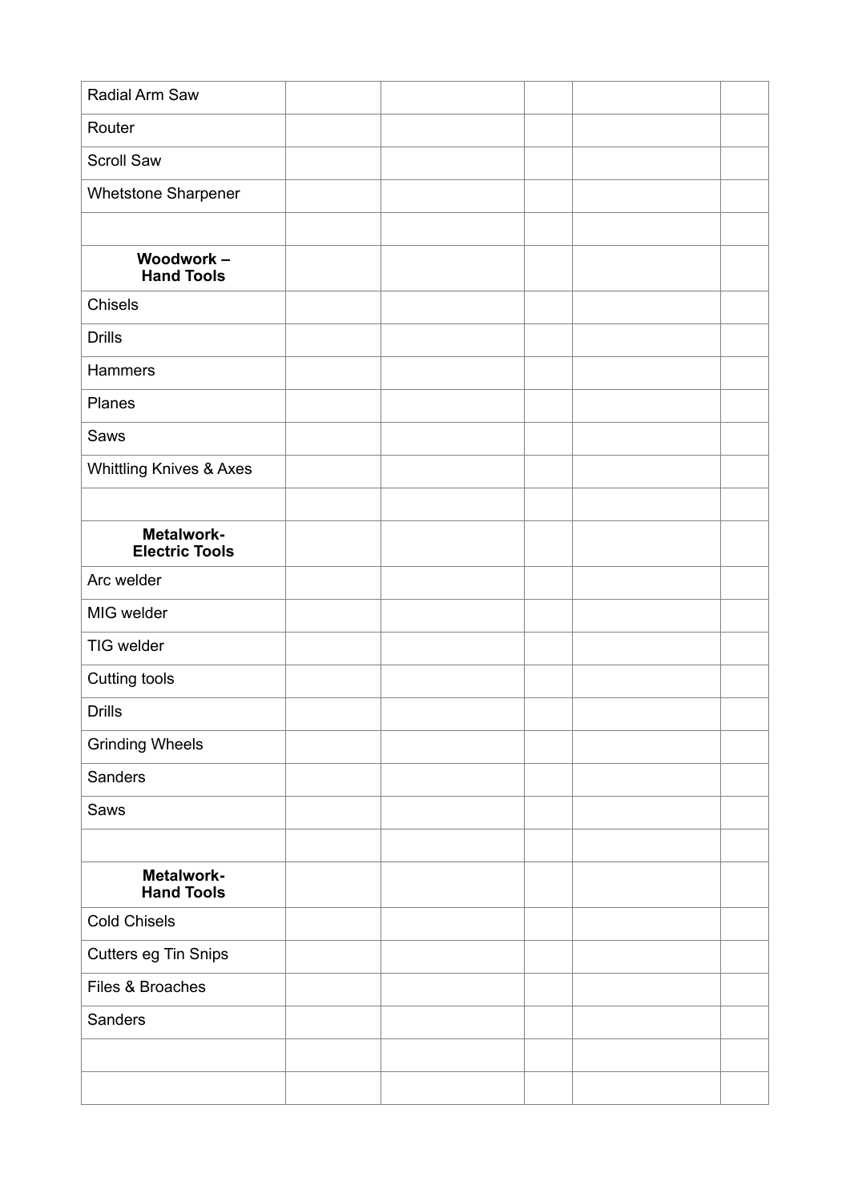| | | | | | |
|---|---|---|---|---|---|
| Radial Arm Saw | | | | | |
| Router | | | | | |
| Scroll Saw | | | | | |
| Whetstone Sharpener | | | | | |
| | | | | | |
| **Woodwork – Hand Tools** | | | | | |
| Chisels | | | | | |
| Drills | | | | | |
| Hammers | | | | | |
| Planes | | | | | |
| Saws | | | | | |
| Whittling Knives & Axes | | | | | |
| | | | | | |
| **Metalwork- Electric Tools** | | | | | |
| Arc welder | | | | | |
| MIG welder | | | | | |
| TIG welder | | | | | |
| Cutting tools | | | | | |
| Drills | | | | | |
| Grinding Wheels | | | | | |
| Sanders | | | | | |
| Saws | | | | | |
| | | | | | |
| **Metalwork- Hand Tools** | | | | | |
| Cold Chisels | | | | | |
| Cutters eg Tin Snips | | | | | |
| Files & Broaches | | | | | |
| Sanders | | | | | |
| | | | | | |
| | | | | | |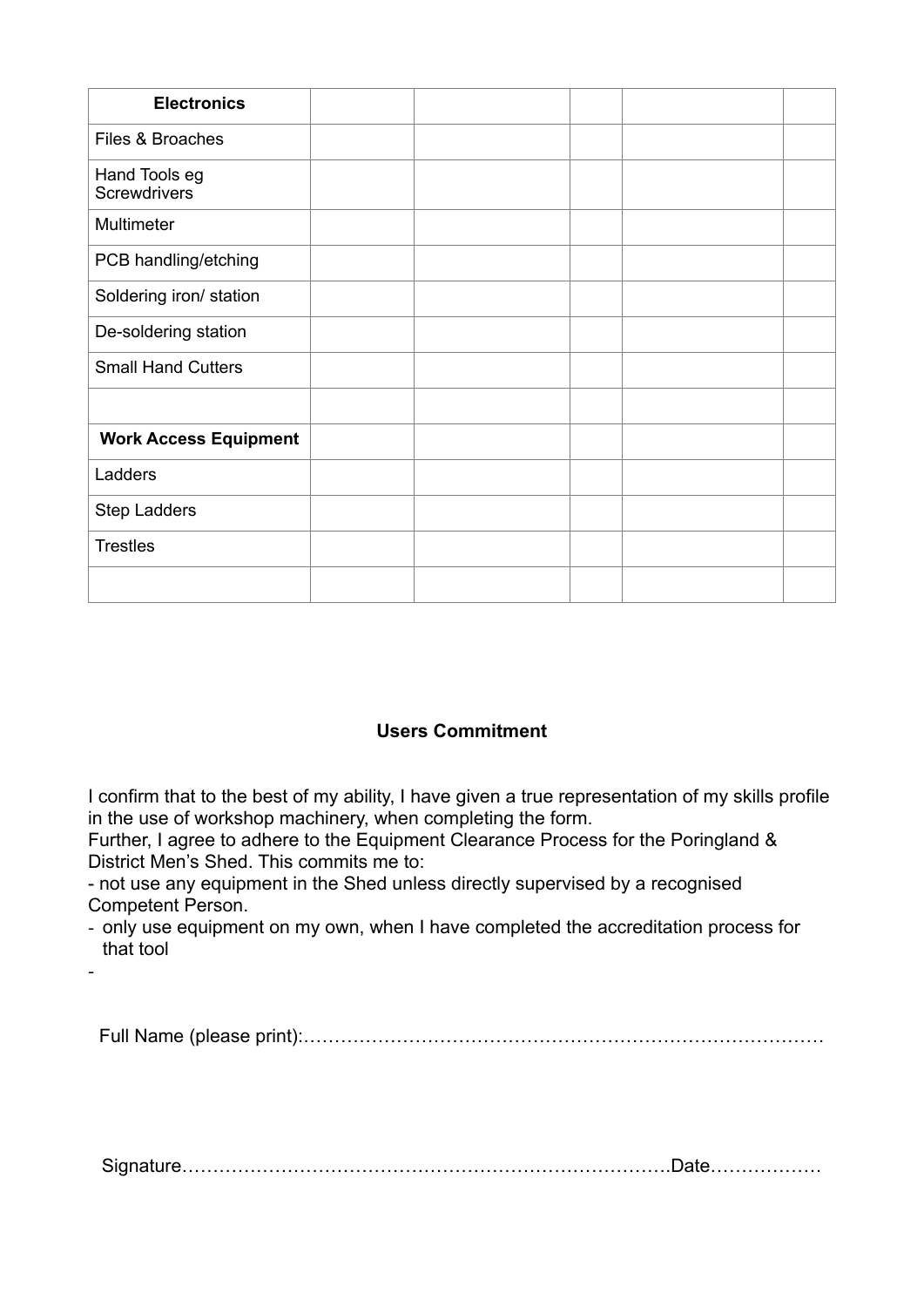| | | | | | |
|---|---|---|---|---|---|
| **Electronics** | | | | | |
| Files & Broaches | | | | | |
| Hand Tools eg Screwdrivers | | | | | |
| Multimeter | | | | | |
| PCB handling/etching | | | | | |
| Soldering iron/ station | | | | | |
| De-soldering station | | | | | |
| Small Hand Cutters | | | | | |
| | | | | | |
| **Work Access Equipment** | | | | | |
| Ladders | | | | | |
| Step Ladders | | | | | |
| Trestles | | | | | |
| | | | | | |

**Users Commitment**

I confirm that to the best of my ability, I have given a true representation of my skills profile in the use of workshop machinery, when completing the form.
Further, I agree to adhere to the Equipment Clearance Process for the Poringland & District Men's Shed. This commits me to:

- not use any equipment in the Shed unless directly supervised by a recognised Competent Person.
- only use equipment on my own, when I have completed the accreditation process for that tool
-

Full Name (please print):…………………………………………………………………………

Signature……………………………………………………………………Date………………